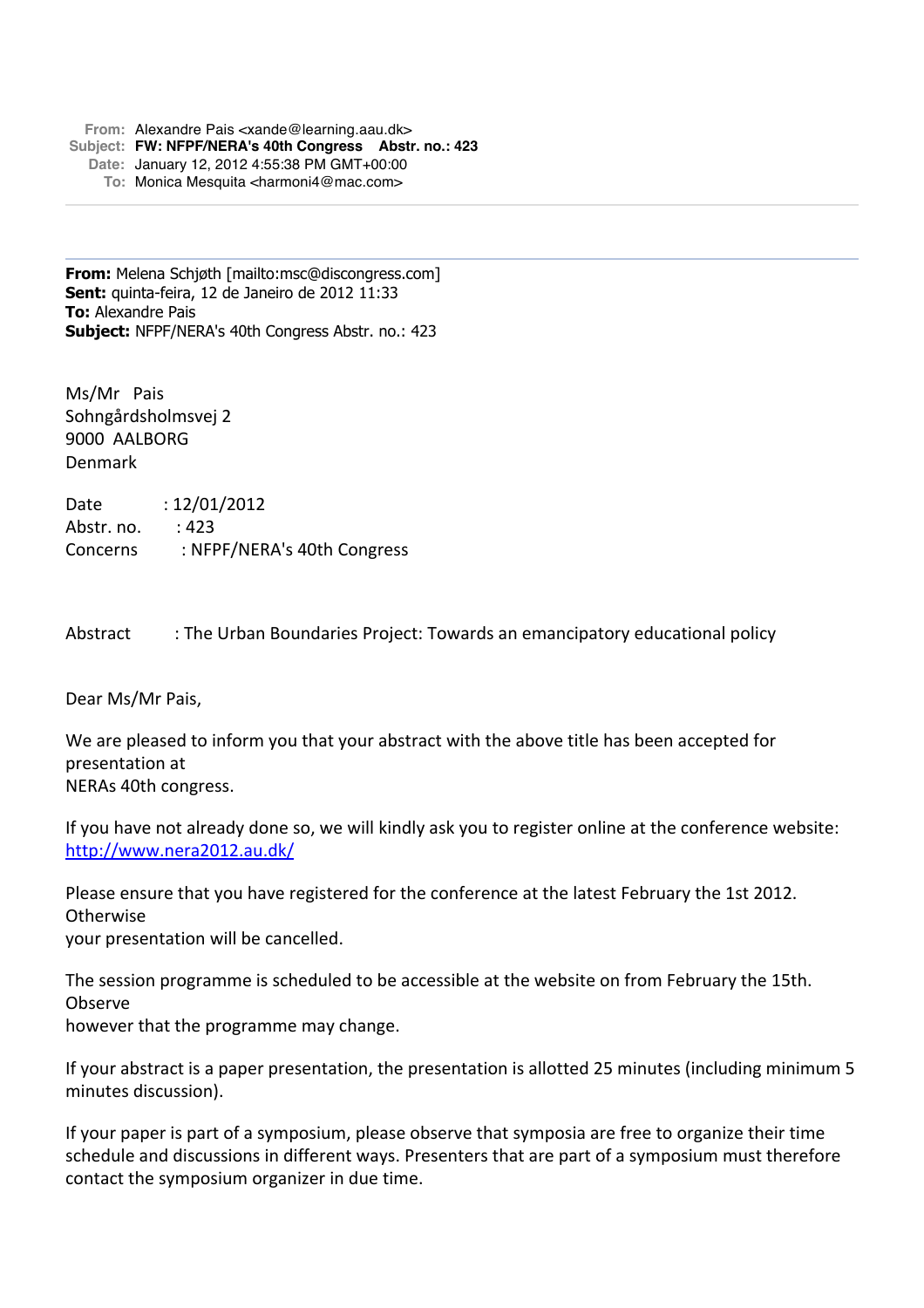**From:** Alexandre Pais <xande@learning.aau.dk>
**Subject:** **FW: NFPF/NERA's 40th Congress Abstr. no.: 423**
**Date:** January 12, 2012 4:55:38 PM GMT+00:00
**To:** Monica Mesquita <harmoni4@mac.com>

---

**From:** Melena Schjøth [mailto:msc@discongress.com]
**Sent:** quinta-feira, 12 de Janeiro de 2012 11:33
**To:** Alexandre Pais
**Subject:** NFPF/NERA's 40th Congress Abstr. no.: 423

Ms/Mr Pais
Sohngårdsholmsvej 2
9000 AALBORG
Denmark

Date : 12/01/2012
Abstr. no. : 423
Concerns : NFPF/NERA's 40th Congress

Abstract : The Urban Boundaries Project: Towards an emancipatory educational policy

Dear Ms/Mr Pais,

We are pleased to inform you that your abstract with the above title has been accepted for presentation at
NERAs 40th congress.

If you have not already done so, we will kindly ask you to register online at the conference website: http://www.nera2012.au.dk/

Please ensure that you have registered for the conference at the latest February the 1st 2012. Otherwise
your presentation will be cancelled.

The session programme is scheduled to be accessible at the website on from February the 15th. Observe
however that the programme may change.

If your abstract is a paper presentation, the presentation is allotted 25 minutes (including minimum 5 minutes discussion).

If your paper is part of a symposium, please observe that symposia are free to organize their time schedule and discussions in different ways. Presenters that are part of a symposium must therefore contact the symposium organizer in due time.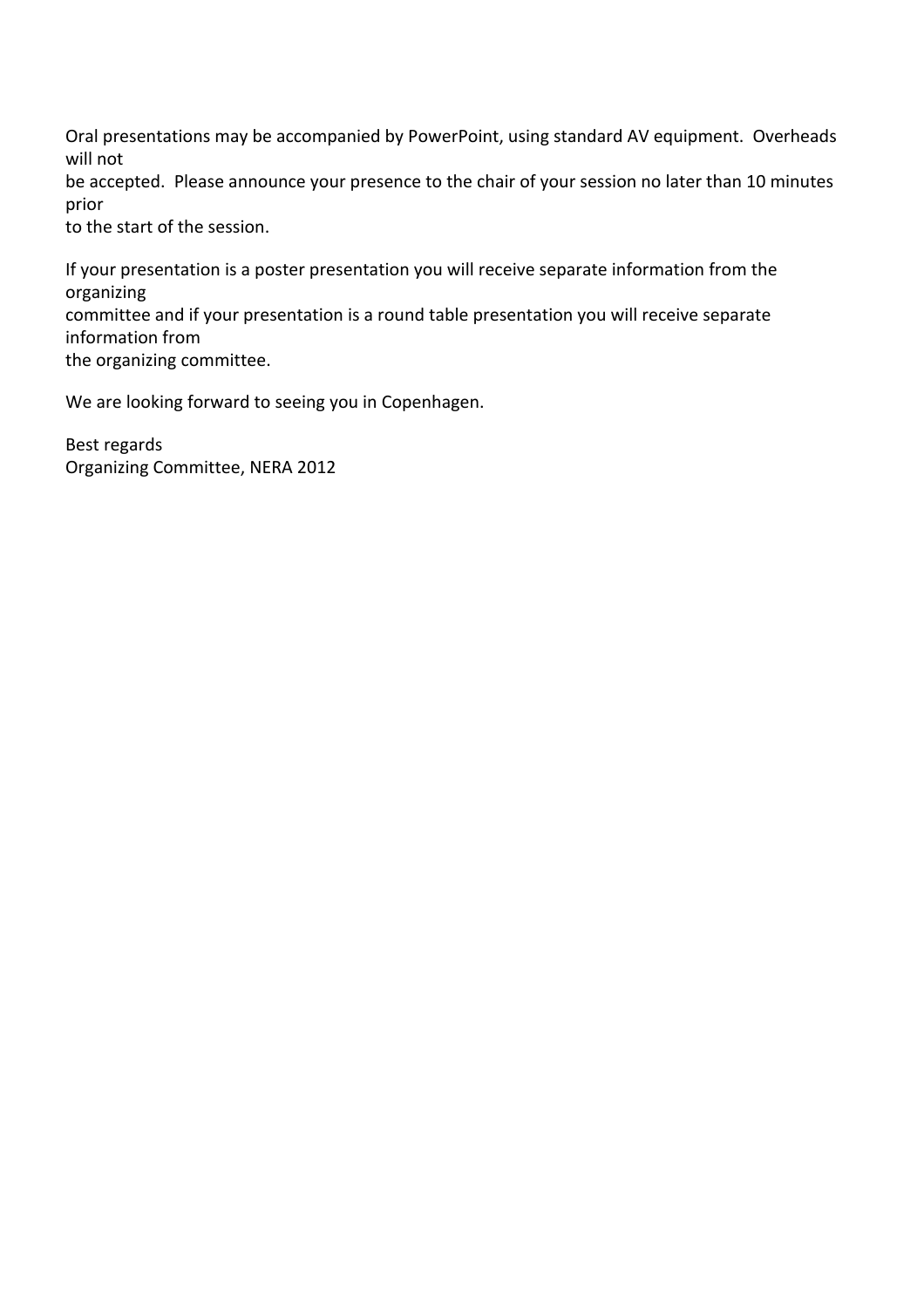Oral presentations may be accompanied by PowerPoint, using standard AV equipment.  Overheads will not be accepted.  Please announce your presence to the chair of your session no later than 10 minutes prior to the start of the session.

If your presentation is a poster presentation you will receive separate information from the organizing committee and if your presentation is a round table presentation you will receive separate information from the organizing committee.

We are looking forward to seeing you in Copenhagen.

Best regards
Organizing Committee, NERA 2012